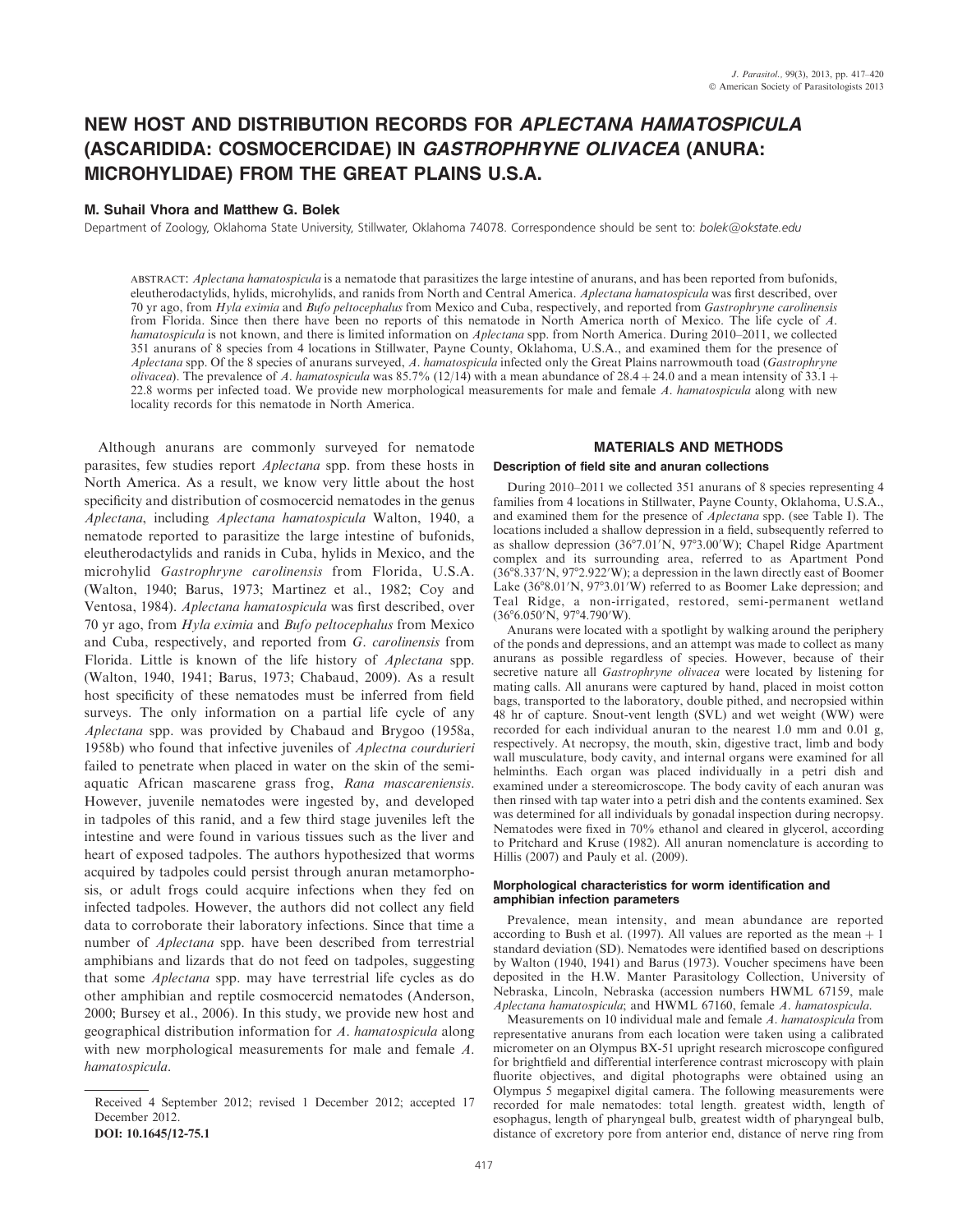# NEW HOST AND DISTRIBUTION RECORDS FOR *APLECTANA HAMATOSPICULA* (ASCARIDIDA: COSMOCERCIDAE) IN *GASTROPHRYNE OLIVACEA* (ANURA: MICROHYLIDAE) FROM THE GREAT PLAINS U.S.A.

**M. Suhail Vhora and Matthew G. Bolek**

Department of Zoology, Oklahoma State University, Stillwater, Oklahoma 74078. Correspondence should be sent to: bolek@okstate.edu

ABSTRACT: *Aplectana hamatospicula* is a nematode that parasitizes the large intestine of anurans, and has been reported from bufonids, eleutherodactylids, hylids, microhylids, and ranids from North and Central America. *Aplectana hamatospicula* was first described, over 70 yr ago, from *Hyla eximia* and *Bufo peltocephalus* from Mexico and Cuba, respectively, and reported from *Gastrophryne carolinensis* from Florida. Since then there have been no reports of this nematode in North America north of Mexico. The life cycle of *A. hamatospicula* is not known, and there is limited information on *Aplectana* spp. from North America. During 2010–2011, we collected 351 anurans of 8 species from 4 locations in Stillwater, Payne County, Oklahoma, U.S.A., and examined them for the presence of *Aplectana* spp. Of the 8 species of anurans surveyed, *A. hamatospicula* infected only the Great Plains narrowmouth toad (*Gastrophryne olivacea*). The prevalence of *A. hamatospicula* was 85.7% (12/14) with a mean abundance of 28.4 + 24.0 and a mean intensity of 33.1 + 22.8 worms per infected toad. We provide new morphological measurements for male and female *A. hamatospicula* along with new locality records for this nematode in North America.

Although anurans are commonly surveyed for nematode parasites, few studies report *Aplectana* spp. from these hosts in North America. As a result, we know very little about the host specificity and distribution of cosmocercid nematodes in the genus *Aplectana*, including *Aplectana hamatospicula* Walton, 1940, a nematode reported to parasitize the large intestine of bufonids, eleutherodactylids and ranids in Cuba, hylids in Mexico, and the microhylid *Gastrophryne carolinensis* from Florida, U.S.A. (Walton, 1940; Barus, 1973; Martinez et al., 1982; Coy and Ventosa, 1984). *Aplectana hamatospicula* was first described, over 70 yr ago, from *Hyla eximia* and *Bufo peltocephalus* from Mexico and Cuba, respectively, and reported from *G. carolinensis* from Florida. Little is known of the life history of *Aplectana* spp. (Walton, 1940, 1941; Barus, 1973; Chabaud, 2009). As a result host specificity of these nematodes must be inferred from field surveys. The only information on a partial life cycle of any *Aplectana* spp. was provided by Chabaud and Brygoo (1958a, 1958b) who found that infective juveniles of *Aplectna courdurieri* failed to penetrate when placed in water on the skin of the semi-aquatic African mascarene grass frog, *Rana mascareniensis*. However, juvenile nematodes were ingested by, and developed in tadpoles of this ranid, and a few third stage juveniles left the intestine and were found in various tissues such as the liver and heart of exposed tadpoles. The authors hypothesized that worms acquired by tadpoles could persist through anuran metamorphosis, or adult frogs could acquire infections when they fed on infected tadpoles. However, the authors did not collect any field data to corroborate their laboratory infections. Since that time a number of *Aplectana* spp. have been described from terrestrial amphibians and lizards that do not feed on tadpoles, suggesting that some *Aplectana* spp. may have terrestrial life cycles as do other amphibian and reptile cosmocercid nematodes (Anderson, 2000; Bursey et al., 2006). In this study, we provide new host and geographical distribution information for *A. hamatospicula* along with new morphological measurements for male and female *A. hamatospicula*.

Received 4 September 2012; revised 1 December 2012; accepted 17 December 2012.
**DOI: 10.1645/12-75.1**

## MATERIALS AND METHODS

### Description of field site and anuran collections

During 2010–2011 we collected 351 anurans of 8 species representing 4 families from 4 locations in Stillwater, Payne County, Oklahoma, U.S.A., and examined them for the presence of *Aplectana* spp. (see Table I). The locations included a shallow depression in a field, subsequently referred to as shallow depression (36°7.01′N, 97°3.00′W); Chapel Ridge Apartment complex and its surrounding area, referred to as Apartment Pond (36°8.337′N, 97°2.922′W); a depression in the lawn directly east of Boomer Lake (36°8.01′N, 97°3.01′W) referred to as Boomer Lake depression; and Teal Ridge, a non-irrigated, restored, semi-permanent wetland (36°6.050′N, 97°4.790′W).

Anurans were located with a spotlight by walking around the periphery of the ponds and depressions, and an attempt was made to collect as many anurans as possible regardless of species. However, because of their secretive nature all *Gastrophryne olivacea* were located by listening for mating calls. All anurans were captured by hand, placed in moist cotton bags, transported to the laboratory, double pithed, and necropsied within 48 hr of capture. Snout-vent length (SVL) and wet weight (WW) were recorded for each individual anuran to the nearest 1.0 mm and 0.01 g, respectively. At necropsy, the mouth, skin, digestive tract, limb and body wall musculature, body cavity, and internal organs were examined for all helminths. Each organ was placed individually in a petri dish and examined under a stereomicroscope. The body cavity of each anuran was then rinsed with tap water into a petri dish and the contents examined. Sex was determined for all individuals by gonadal inspection during necropsy. Nematodes were fixed in 70% ethanol and cleared in glycerol, according to Pritchard and Kruse (1982). All anuran nomenclature is according to Hillis (2007) and Pauly et al. (2009).

### Morphological characteristics for worm identification and amphibian infection parameters

Prevalence, mean intensity, and mean abundance are reported according to Bush et al. (1997). All values are reported as the mean + 1 standard deviation (SD). Nematodes were identified based on descriptions by Walton (1940, 1941) and Barus (1973). Voucher specimens have been deposited in the H.W. Manter Parasitology Collection, University of Nebraska, Lincoln, Nebraska (accession numbers HWML 67159, male *Aplectana hamatospicula*; and HWML 67160, female *A. hamatospicula*.

Measurements on 10 individual male and female *A. hamatospicula* from representative anurans from each location were taken using a calibrated micrometer on an Olympus BX-51 upright research microscope configured for brightfield and differential interference contrast microscopy with plain fluorite objectives, and digital photographs were obtained using an Olympus 5 megapixel digital camera. The following measurements were recorded for male nematodes: total length. greatest width, length of esophagus, length of pharyngeal bulb, greatest width of pharyngeal bulb, distance of excretory pore from anterior end, distance of nerve ring from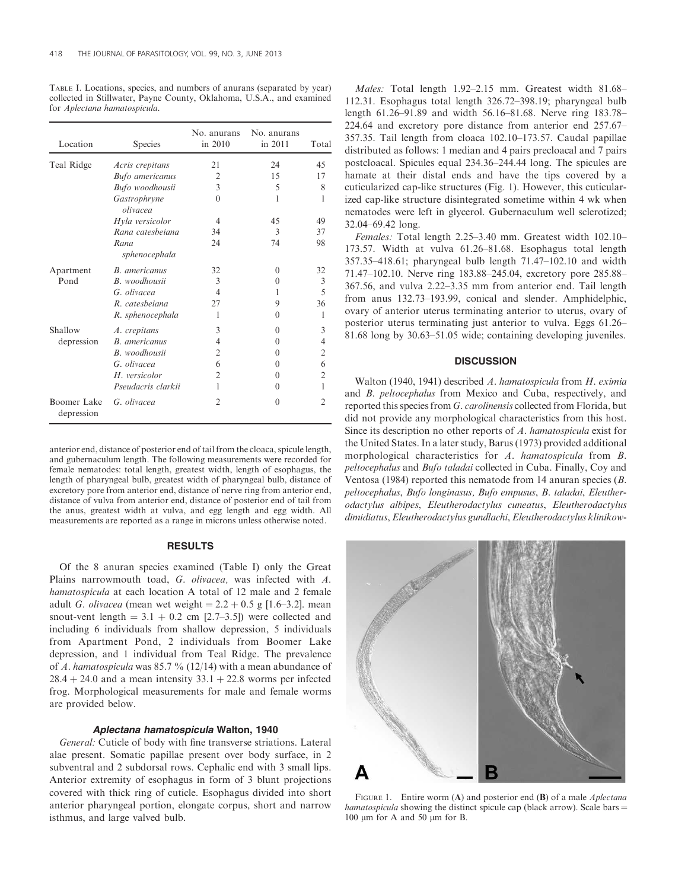TABLE I. Locations, species, and numbers of anurans (separated by year) collected in Stillwater, Payne County, Oklahoma, U.S.A., and examined for *Aplectana hamatospicula*.

| Location | Species | No. anurans in 2010 | No. anurans in 2011 | Total |
|---|---|---|---|---|
| Teal Ridge | *Acris crepitans* | 21 | 24 | 45 |
| | *Bufo americanus* | 2 | 15 | 17 |
| | *Bufo woodhousii* | 3 | 5 | 8 |
| | *Gastrophryne olivacea* | 0 | 1 | 1 |
| | *Hyla versicolor* | 4 | 45 | 49 |
| | *Rana catesbeiana* | 34 | 3 | 37 |
| | *Rana sphenocephala* | 24 | 74 | 98 |
| Apartment Pond | *B. americanus* | 32 | 0 | 32 |
| | *B. woodhousii* | 3 | 0 | 3 |
| | *G. olivacea* | 4 | 1 | 5 |
| | *R. catesbeiana* | 27 | 9 | 36 |
| | *R. sphenocephala* | 1 | 0 | 1 |
| Shallow depression | *A. crepitans* | 3 | 0 | 3 |
| | *B. americanus* | 4 | 0 | 4 |
| | *B. woodhousii* | 2 | 0 | 2 |
| | *G. olivacea* | 6 | 0 | 6 |
| | *H. versicolor* | 2 | 0 | 2 |
| | *Pseudacris clarkii* | 1 | 0 | 1 |
| Boomer Lake depression | *G. olivacea* | 2 | 0 | 2 |

anterior end, distance of posterior end of tail from the cloaca, spicule length, and gubernaculum length. The following measurements were recorded for female nematodes: total length, greatest width, length of esophagus, the length of pharyngeal bulb, greatest width of pharyngeal bulb, distance of excretory pore from anterior end, distance of nerve ring from anterior end, distance of vulva from anterior end, distance of posterior end of tail from the anus, greatest width at vulva, and egg length and egg width. All measurements are reported as a range in microns unless otherwise noted.

## RESULTS

Of the 8 anuran species examined (Table I) only the Great Plains narrowmouth toad, *G. olivacea,* was infected with *A. hamatospicula* at each location A total of 12 male and 2 female adult *G. olivacea* (mean wet weight = 2.2 + 0.5 g [1.6–3.2]. mean snout-vent length = 3.1 + 0.2 cm [2.7–3.5]) were collected and including 6 individuals from shallow depression, 5 individuals from Apartment Pond, 2 individuals from Boomer Lake depression, and 1 individual from Teal Ridge. The prevalence of *A. hamatospicula* was 85.7 % (12/14) with a mean abundance of 28.4 + 24.0 and a mean intensity 33.1 + 22.8 worms per infected frog. Morphological measurements for male and female worms are provided below.

### *Aplectana hamatospicula* Walton, 1940

*General:* Cuticle of body with fine transverse striations. Lateral alae present. Somatic papillae present over body surface, in 2 subventral and 2 subdorsal rows. Cephalic end with 3 small lips. Anterior extremity of esophagus in form of 3 blunt projections covered with thick ring of cuticle. Esophagus divided into short anterior pharyngeal portion, elongate corpus, short and narrow isthmus, and large valved bulb.

*Males:* Total length 1.92–2.15 mm. Greatest width 81.68–112.31. Esophagus total length 326.72–398.19; pharyngeal bulb length 61.26–91.89 and width 56.16–81.68. Nerve ring 183.78–224.64 and excretory pore distance from anterior end 257.67–357.35. Tail length from cloaca 102.10–173.57. Caudal papillae distributed as follows: 1 median and 4 pairs precloacal and 7 pairs postcloacal. Spicules equal 234.36–244.44 long. The spicules are hamate at their distal ends and have the tips covered by a cuticularized cap-like structures (Fig. 1). However, this cuticularized cap-like structure disintegrated sometime within 4 wk when nematodes were left in glycerol. Gubernaculum well sclerotized; 32.04–69.42 long.

*Females:* Total length 2.25–3.40 mm. Greatest width 102.10–173.57. Width at vulva 61.26–81.68. Esophagus total length 357.35–418.61; pharyngeal bulb length 71.47–102.10 and width 71.47–102.10. Nerve ring 183.88–245.04, excretory pore 285.88–367.56, and vulva 2.22–3.35 mm from anterior end. Tail length from anus 132.73–193.99, conical and slender. Amphidelphic, ovary of anterior uterus terminating anterior to uterus, ovary of posterior uterus terminating just anterior to vulva. Eggs 61.26–81.68 long by 30.63–51.05 wide; containing developing juveniles.

## DISCUSSION

Walton (1940, 1941) described *A. hamatospicula* from *H. eximia* and *B. peltocephalus* from Mexico and Cuba, respectively, and reported this species from *G. carolinensis* collected from Florida, but did not provide any morphological characteristics from this host. Since its description no other reports of *A. hamatospicula* exist for the United States. In a later study, Barus (1973) provided additional morphological characteristics for *A. hamatospicula* from *B. peltocephalus* and *Bufo taladai* collected in Cuba. Finally, Coy and Ventosa (1984) reported this nematode from 14 anuran species (*B. peltocephalus*, *Bufo longinasus, Bufo empusus*, *B. taladai*, *Eleutherodactylus albipes*, *Eleutherodactylus cuneatus*, *Eleutherodactylus dimidiatus*, *Eleutherodactylus gundlachi*, *Eleutherodactylus klinikow-*

FIGURE 1. Entire worm (**A**) and posterior end (**B**) of a male *Aplectana hamatospicula* showing the distinct spicule cap (black arrow). Scale bars = 100 μm for A and 50 μm for B.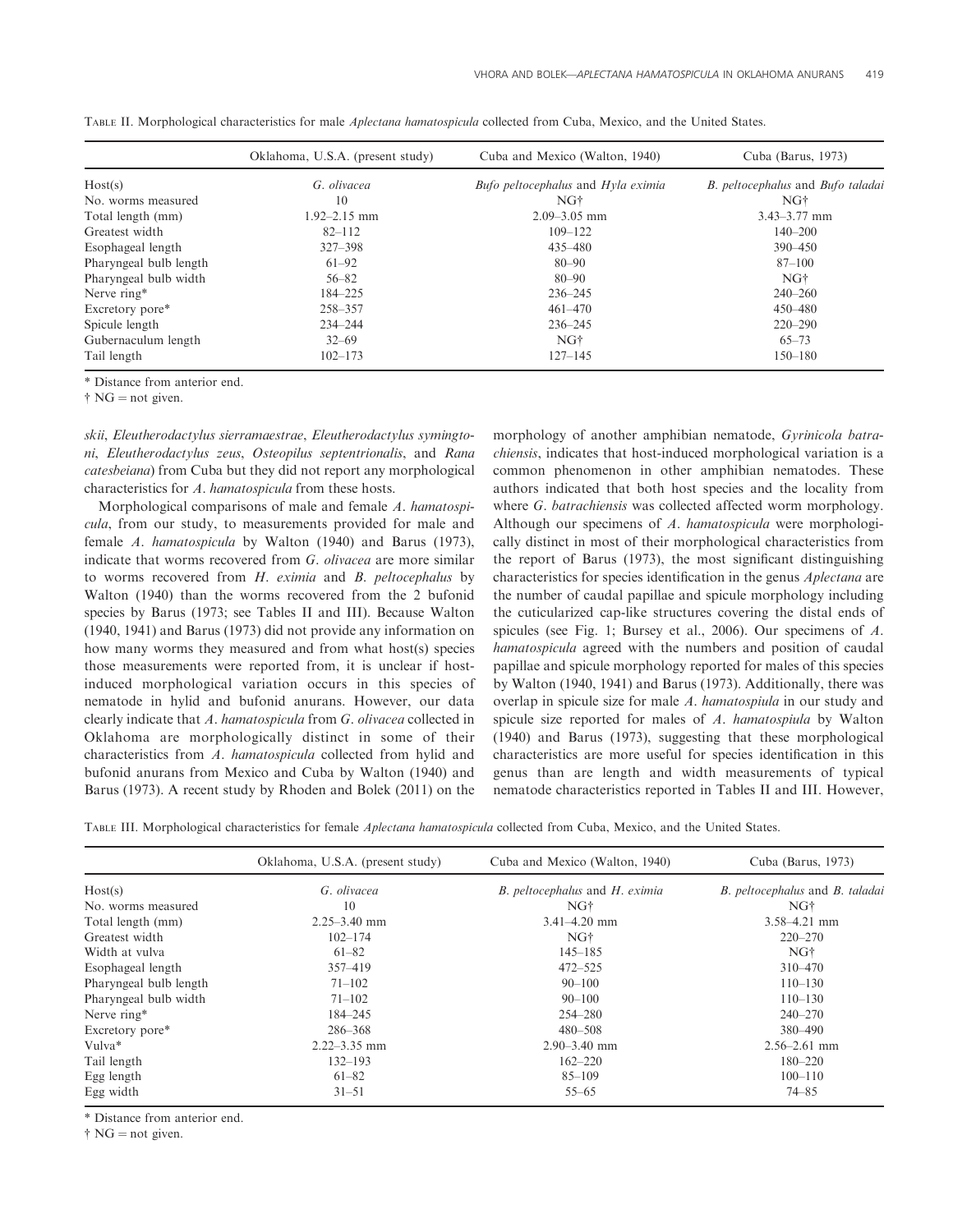TABLE II. Morphological characteristics for male *Aplectana hamatospicula* collected from Cuba, Mexico, and the United States.

| | Oklahoma, U.S.A. (present study) | Cuba and Mexico (Walton, 1940) | Cuba (Barus, 1973) |
|---|---|---|---|
| Host(s) | *G. olivacea* | *Bufo peltocephalus* and *Hyla eximia* | *B. peltocephalus* and *Bufo taladai* |
| No. worms measured | 10 | NG† | NG† |
| Total length (mm) | 1.92–2.15 mm | 2.09–3.05 mm | 3.43–3.77 mm |
| Greatest width | 82–112 | 109–122 | 140–200 |
| Esophageal length | 327–398 | 435–480 | 390–450 |
| Pharyngeal bulb length | 61–92 | 80–90 | 87–100 |
| Pharyngeal bulb width | 56–82 | 80–90 | NG† |
| Nerve ring* | 184–225 | 236–245 | 240–260 |
| Excretory pore* | 258–357 | 461–470 | 450–480 |
| Spicule length | 234–244 | 236–245 | 220–290 |
| Gubernaculum length | 32–69 | NG† | 65–73 |
| Tail length | 102–173 | 127–145 | 150–180 |

\* Distance from anterior end.

† NG = not given.

*skii*, *Eleutherodactylus sierramaestrae*, *Eleutherodactylus symingtoni*, *Eleutherodactylus zeus*, *Osteopilus septentrionalis*, and *Rana catesbeiana*) from Cuba but they did not report any morphological characteristics for *A. hamatospicula* from these hosts.

Morphological comparisons of male and female *A. hamatospicula*, from our study, to measurements provided for male and female *A. hamatospicula* by Walton (1940) and Barus (1973), indicate that worms recovered from *G. olivacea* are more similar to worms recovered from *H. eximia* and *B. peltocephalus* by Walton (1940) than the worms recovered from the 2 bufonid species by Barus (1973; see Tables II and III). Because Walton (1940, 1941) and Barus (1973) did not provide any information on how many worms they measured and from what host(s) species those measurements were reported from, it is unclear if host-induced morphological variation occurs in this species of nematode in hylid and bufonid anurans. However, our data clearly indicate that *A. hamatospicula* from *G. olivacea* collected in Oklahoma are morphologically distinct in some of their characteristics from *A. hamatospicula* collected from hylid and bufonid anurans from Mexico and Cuba by Walton (1940) and Barus (1973). A recent study by Rhoden and Bolek (2011) on the morphology of another amphibian nematode, *Gyrinicola batrachiensis*, indicates that host-induced morphological variation is a common phenomenon in other amphibian nematodes. These authors indicated that both host species and the locality from where *G. batrachiensis* was collected affected worm morphology. Although our specimens of *A. hamatospicula* were morphologically distinct in most of their morphological characteristics from the report of Barus (1973), the most significant distinguishing characteristics for species identification in the genus *Aplectana* are the number of caudal papillae and spicule morphology including the cuticularized cap-like structures covering the distal ends of spicules (see Fig. 1; Bursey et al., 2006). Our specimens of *A. hamatospicula* agreed with the numbers and position of caudal papillae and spicule morphology reported for males of this species by Walton (1940, 1941) and Barus (1973). Additionally, there was overlap in spicule size for male *A. hamatospiula* in our study and spicule size reported for males of *A. hamatospiula* by Walton (1940) and Barus (1973), suggesting that these morphological characteristics are more useful for species identification in this genus than are length and width measurements of typical nematode characteristics reported in Tables II and III. However,

TABLE III. Morphological characteristics for female *Aplectana hamatospicula* collected from Cuba, Mexico, and the United States.

| | Oklahoma, U.S.A. (present study) | Cuba and Mexico (Walton, 1940) | Cuba (Barus, 1973) |
|---|---|---|---|
| Host(s) | *G. olivacea* | *B. peltocephalus* and *H. eximia* | *B. peltocephalus* and *B. taladai* |
| No. worms measured | 10 | NG† | NG† |
| Total length (mm) | 2.25–3.40 mm | 3.41–4.20 mm | 3.58–4.21 mm |
| Greatest width | 102–174 | NG† | 220–270 |
| Width at vulva | 61–82 | 145–185 | NG† |
| Esophageal length | 357–419 | 472–525 | 310–470 |
| Pharyngeal bulb length | 71–102 | 90–100 | 110–130 |
| Pharyngeal bulb width | 71–102 | 90–100 | 110–130 |
| Nerve ring* | 184–245 | 254–280 | 240–270 |
| Excretory pore* | 286–368 | 480–508 | 380–490 |
| Vulva* | 2.22–3.35 mm | 2.90–3.40 mm | 2.56–2.61 mm |
| Tail length | 132–193 | 162–220 | 180–220 |
| Egg length | 61–82 | 85–109 | 100–110 |
| Egg width | 31–51 | 55–65 | 74–85 |

\* Distance from anterior end.

† NG = not given.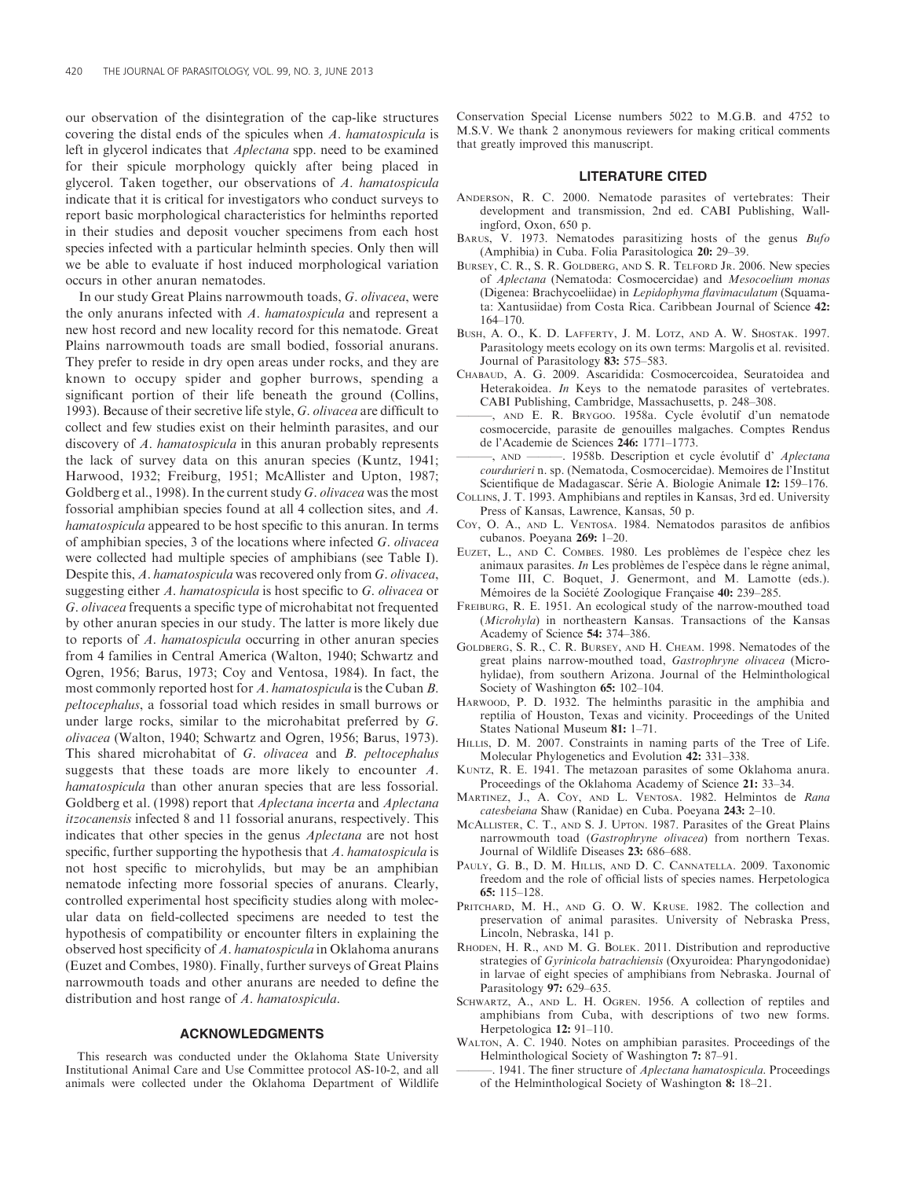our observation of the disintegration of the cap-like structures covering the distal ends of the spicules when *A. hamatospicula* is left in glycerol indicates that *Aplectana* spp. need to be examined for their spicule morphology quickly after being placed in glycerol. Taken together, our observations of *A. hamatospicula* indicate that it is critical for investigators who conduct surveys to report basic morphological characteristics for helminths reported in their studies and deposit voucher specimens from each host species infected with a particular helminth species. Only then will we be able to evaluate if host induced morphological variation occurs in other anuran nematodes.

In our study Great Plains narrowmouth toads, *G. olivacea*, were the only anurans infected with *A. hamatospicula* and represent a new host record and new locality record for this nematode. Great Plains narrowmouth toads are small bodied, fossorial anurans. They prefer to reside in dry open areas under rocks, and they are known to occupy spider and gopher burrows, spending a significant portion of their life beneath the ground (Collins, 1993). Because of their secretive life style, *G. olivacea* are difficult to collect and few studies exist on their helminth parasites, and our discovery of *A. hamatospicula* in this anuran probably represents the lack of survey data on this anuran species (Kuntz, 1941; Harwood, 1932; Freiburg, 1951; McAllister and Upton, 1987; Goldberg et al., 1998). In the current study *G. olivacea* was the most fossorial amphibian species found at all 4 collection sites, and *A. hamatospicula* appeared to be host specific to this anuran. In terms of amphibian species, 3 of the locations where infected *G. olivacea* were collected had multiple species of amphibians (see Table I). Despite this, *A. hamatospicula* was recovered only from *G. olivacea*, suggesting either *A. hamatospicula* is host specific to *G. olivacea* or *G. olivacea* frequents a specific type of microhabitat not frequented by other anuran species in our study. The latter is more likely due to reports of *A. hamatospicula* occurring in other anuran species from 4 families in Central America (Walton, 1940; Schwartz and Ogren, 1956; Barus, 1973; Coy and Ventosa, 1984). In fact, the most commonly reported host for *A. hamatospicula* is the Cuban *B. peltocephalus*, a fossorial toad which resides in small burrows or under large rocks, similar to the microhabitat preferred by *G. olivacea* (Walton, 1940; Schwartz and Ogren, 1956; Barus, 1973). This shared microhabitat of *G. olivacea* and *B. peltocephalus* suggests that these toads are more likely to encounter *A. hamatospicula* than other anuran species that are less fossorial. Goldberg et al. (1998) report that *Aplectana incerta* and *Aplectana itzocanensis* infected 8 and 11 fossorial anurans, respectively. This indicates that other species in the genus *Aplectana* are not host specific, further supporting the hypothesis that *A. hamatospicula* is not host specific to microhylids, but may be an amphibian nematode infecting more fossorial species of anurans. Clearly, controlled experimental host specificity studies along with molecular data on field-collected specimens are needed to test the hypothesis of compatibility or encounter filters in explaining the observed host specificity of *A. hamatospicula* in Oklahoma anurans (Euzet and Combes, 1980). Finally, further surveys of Great Plains narrowmouth toads and other anurans are needed to define the distribution and host range of *A. hamatospicula*.

## ACKNOWLEDGMENTS

This research was conducted under the Oklahoma State University Institutional Animal Care and Use Committee protocol AS-10-2, and all animals were collected under the Oklahoma Department of Wildlife Conservation Special License numbers 5022 to M.G.B. and 4752 to M.S.V. We thank 2 anonymous reviewers for making critical comments that greatly improved this manuscript.

## LITERATURE CITED

Anderson, R. C. 2000. Nematode parasites of vertebrates: Their development and transmission, 2nd ed. CABI Publishing, Wallingford, Oxon, 650 p.

Barus, V. 1973. Nematodes parasitizing hosts of the genus *Bufo* (Amphibia) in Cuba. Folia Parasitologica **20:** 29–39.

Bursey, C. R., S. R. Goldberg, and S. R. Telford Jr. 2006. New species of *Aplectana* (Nematoda: Cosmocercidae) and *Mesocoelium monas* (Digenea: Brachycoeliidae) in *Lepidophyma flavimaculatum* (Squamata: Xantusiidae) from Costa Rica. Caribbean Journal of Science **42:** 164–170.

Bush, A. O., K. D. Lafferty, J. M. Lotz, and A. W. Shostak. 1997. Parasitology meets ecology on its own terms: Margolis et al. revisited. Journal of Parasitology **83:** 575–583.

Chabaud, A. G. 2009. Ascaridida: Cosmocercoidea, Seuratoidea and Heterakoidea. *In* Keys to the nematode parasites of vertebrates. CABI Publishing, Cambridge, Massachusetts, p. 248–308.

———, and E. R. Brygoo. 1958a. Cycle évolutif d'un nematode cosmocercide, parasite de genouilles malgaches. Comptes Rendus de l'Academie de Sciences **246:** 1771–1773.

———, and ———. 1958b. Description et cycle évolutif d' *Aplectana courdurieri* n. sp. (Nematoda, Cosmocercidae). Memoires de l'Institut Scientifique de Madagascar. Série A. Biologie Animale **12:** 159–176.

Collins, J. T. 1993. Amphibians and reptiles in Kansas, 3rd ed. University Press of Kansas, Lawrence, Kansas, 50 p.

Coy, O. A., and L. Ventosa. 1984. Nematodos parasitos de anfibios cubanos. Poeyana **269:** 1–20.

Euzet, L., and C. Combes. 1980. Les problèmes de l'espèce chez les animaux parasites. *In* Les problèmes de l'espèce dans le règne animal, Tome III, C. Boquet, J. Genermont, and M. Lamotte (eds.). Mémoires de la Société Zoologique Française **40:** 239–285.

Freiburg, R. E. 1951. An ecological study of the narrow-mouthed toad (*Microhyla*) in northeastern Kansas. Transactions of the Kansas Academy of Science **54:** 374–386.

Goldberg, S. R., C. R. Bursey, and H. Cheam. 1998. Nematodes of the great plains narrow-mouthed toad, *Gastrophryne olivacea* (Microhylidae), from southern Arizona. Journal of the Helminthological Society of Washington **65:** 102–104.

Harwood, P. D. 1932. The helminths parasitic in the amphibia and reptilia of Houston, Texas and vicinity. Proceedings of the United States National Museum **81:** 1–71.

Hillis, D. M. 2007. Constraints in naming parts of the Tree of Life. Molecular Phylogenetics and Evolution **42:** 331–338.

Kuntz, R. E. 1941. The metazoan parasites of some Oklahoma anura. Proceedings of the Oklahoma Academy of Science **21:** 33–34.

Martinez, J., A. Coy, and L. Ventosa. 1982. Helmintos de *Rana catesbeiana* Shaw (Ranidae) en Cuba. Poeyana **243:** 2–10.

McAllister, C. T., and S. J. Upton. 1987. Parasites of the Great Plains narrowmouth toad (*Gastrophryne olivacea*) from northern Texas. Journal of Wildlife Diseases **23:** 686–688.

Pauly, G. B., D. M. Hillis, and D. C. Cannatella. 2009. Taxonomic freedom and the role of official lists of species names. Herpetologica **65:** 115–128.

Pritchard, M. H., and G. O. W. Kruse. 1982. The collection and preservation of animal parasites. University of Nebraska Press, Lincoln, Nebraska, 141 p.

Rhoden, H. R., and M. G. Bolek. 2011. Distribution and reproductive strategies of *Gyrinicola batrachiensis* (Oxyuroidea: Pharyngodonidae) in larvae of eight species of amphibians from Nebraska. Journal of Parasitology **97:** 629–635.

Schwartz, A., and L. H. Ogren. 1956. A collection of reptiles and amphibians from Cuba, with descriptions of two new forms. Herpetologica **12:** 91–110.

Walton, A. C. 1940. Notes on amphibian parasites. Proceedings of the Helminthological Society of Washington **7:** 87–91.

———. 1941. The finer structure of *Aplectana hamatospicula*. Proceedings of the Helminthological Society of Washington **8:** 18–21.